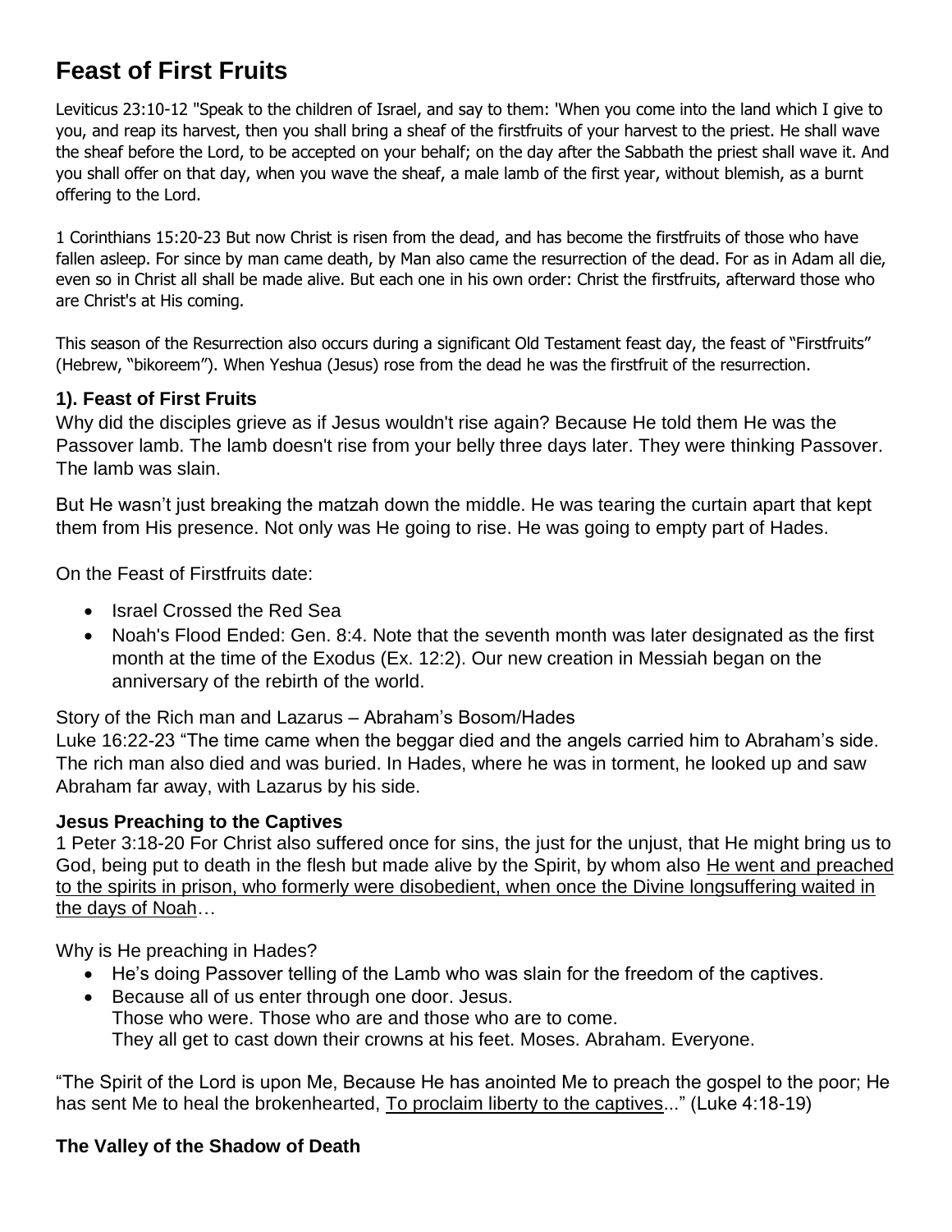# Feast of First Fruits

Leviticus 23:10-12 "Speak to the children of Israel, and say to them: 'When you come into the land which I give to you, and reap its harvest, then you shall bring a sheaf of the firstfruits of your harvest to the priest. He shall wave the sheaf before the Lord, to be accepted on your behalf; on the day after the Sabbath the priest shall wave it. And you shall offer on that day, when you wave the sheaf, a male lamb of the first year, without blemish, as a burnt offering to the Lord.

1 Corinthians 15:20-23 But now Christ is risen from the dead, and has become the firstfruits of those who have fallen asleep. For since by man came death, by Man also came the resurrection of the dead. For as in Adam all die, even so in Christ all shall be made alive. But each one in his own order: Christ the firstfruits, afterward those who are Christ's at His coming.

This season of the Resurrection also occurs during a significant Old Testament feast day, the feast of "Firstfruits" (Hebrew, "bikoreem"). When Yeshua (Jesus) rose from the dead he was the firstfruit of the resurrection.

### 1). Feast of First Fruits

Why did the disciples grieve as if Jesus wouldn't rise again? Because He told them He was the Passover lamb. The lamb doesn't rise from your belly three days later. They were thinking Passover. The lamb was slain.

But He wasn't just breaking the matzah down the middle. He was tearing the curtain apart that kept them from His presence. Not only was He going to rise. He was going to empty part of Hades.

On the Feast of Firstfruits date:

- Israel Crossed the Red Sea
- Noah's Flood Ended: Gen. 8:4. Note that the seventh month was later designated as the first month at the time of the Exodus (Ex. 12:2). Our new creation in Messiah began on the anniversary of the rebirth of the world.

Story of the Rich man and Lazarus – Abraham's Bosom/Hades
Luke 16:22-23 "The time came when the beggar died and the angels carried him to Abraham's side. The rich man also died and was buried. In Hades, where he was in torment, he looked up and saw Abraham far away, with Lazarus by his side.

**Jesus Preaching to the Captives**
1 Peter 3:18-20 For Christ also suffered once for sins, the just for the unjust, that He might bring us to God, being put to death in the flesh but made alive by the Spirit, by whom also He went and preached to the spirits in prison, who formerly were disobedient, when once the Divine longsuffering waited in the days of Noah…

Why is He preaching in Hades?

- He's doing Passover telling of the Lamb who was slain for the freedom of the captives.
- Because all of us enter through one door. Jesus.
  Those who were. Those who are and those who are to come.
  They all get to cast down their crowns at his feet. Moses. Abraham. Everyone.

"The Spirit of the Lord is upon Me, Because He has anointed Me to preach the gospel to the poor; He has sent Me to heal the brokenhearted, To proclaim liberty to the captives..." (Luke 4:18-19)

### The Valley of the Shadow of Death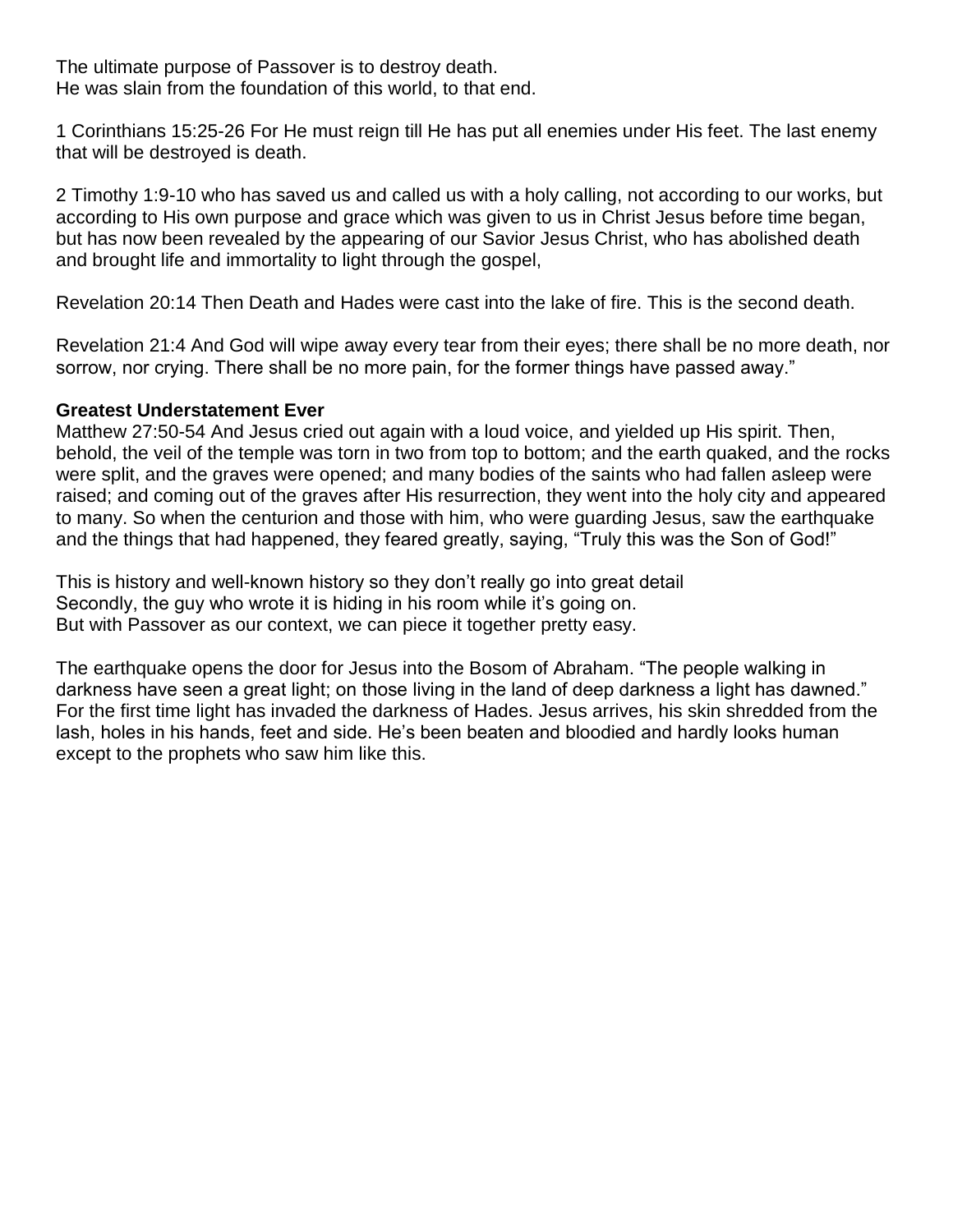The ultimate purpose of Passover is to destroy death.
He was slain from the foundation of this world, to that end.

1 Corinthians 15:25-26 For He must reign till He has put all enemies under His feet. The last enemy that will be destroyed is death.

2 Timothy 1:9-10 who has saved us and called us with a holy calling, not according to our works, but according to His own purpose and grace which was given to us in Christ Jesus before time began, but has now been revealed by the appearing of our Savior Jesus Christ, who has abolished death and brought life and immortality to light through the gospel,

Revelation 20:14 Then Death and Hades were cast into the lake of fire. This is the second death.

Revelation 21:4 And God will wipe away every tear from their eyes; there shall be no more death, nor sorrow, nor crying. There shall be no more pain, for the former things have passed away."

**Greatest Understatement Ever**

Matthew 27:50-54 And Jesus cried out again with a loud voice, and yielded up His spirit. Then, behold, the veil of the temple was torn in two from top to bottom; and the earth quaked, and the rocks were split, and the graves were opened; and many bodies of the saints who had fallen asleep were raised; and coming out of the graves after His resurrection, they went into the holy city and appeared to many. So when the centurion and those with him, who were guarding Jesus, saw the earthquake and the things that had happened, they feared greatly, saying, "Truly this was the Son of God!"

This is history and well-known history so they don't really go into great detail
Secondly, the guy who wrote it is hiding in his room while it's going on.
But with Passover as our context, we can piece it together pretty easy.

The earthquake opens the door for Jesus into the Bosom of Abraham. "The people walking in darkness have seen a great light; on those living in the land of deep darkness a light has dawned." For the first time light has invaded the darkness of Hades. Jesus arrives, his skin shredded from the lash, holes in his hands, feet and side. He's been beaten and bloodied and hardly looks human except to the prophets who saw him like this.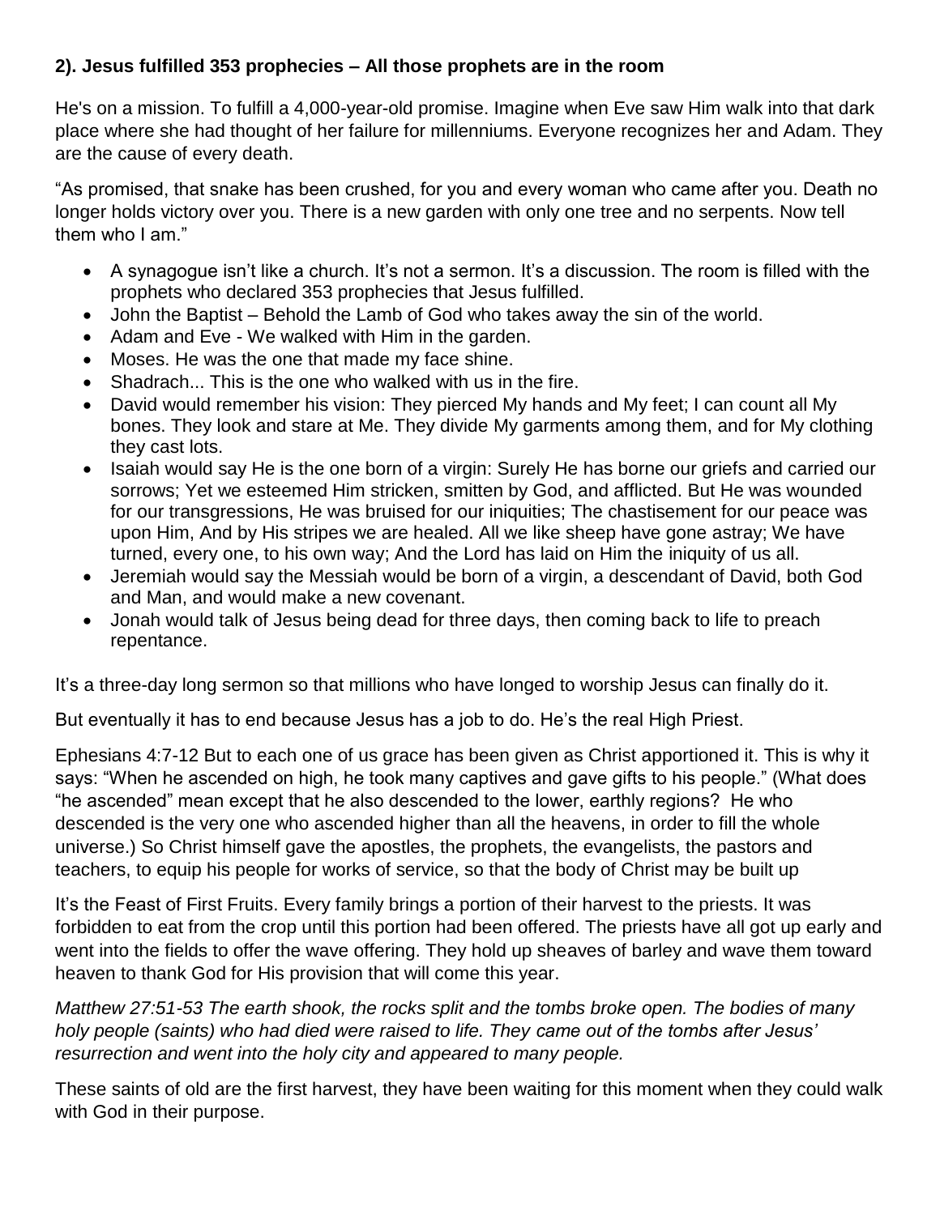**2). Jesus fulfilled 353 prophecies – All those prophets are in the room**

He's on a mission. To fulfill a 4,000-year-old promise. Imagine when Eve saw Him walk into that dark place where she had thought of her failure for millenniums. Everyone recognizes her and Adam. They are the cause of every death.

"As promised, that snake has been crushed, for you and every woman who came after you. Death no longer holds victory over you. There is a new garden with only one tree and no serpents. Now tell them who I am."

- A synagogue isn't like a church. It's not a sermon. It's a discussion. The room is filled with the prophets who declared 353 prophecies that Jesus fulfilled.
- John the Baptist – Behold the Lamb of God who takes away the sin of the world.
- Adam and Eve - We walked with Him in the garden.
- Moses. He was the one that made my face shine.
- Shadrach... This is the one who walked with us in the fire.
- David would remember his vision: They pierced My hands and My feet; I can count all My bones. They look and stare at Me. They divide My garments among them, and for My clothing they cast lots.
- Isaiah would say He is the one born of a virgin: Surely He has borne our griefs and carried our sorrows; Yet we esteemed Him stricken, smitten by God, and afflicted. But He was wounded for our transgressions, He was bruised for our iniquities; The chastisement for our peace was upon Him, And by His stripes we are healed. All we like sheep have gone astray; We have turned, every one, to his own way; And the Lord has laid on Him the iniquity of us all.
- Jeremiah would say the Messiah would be born of a virgin, a descendant of David, both God and Man, and would make a new covenant.
- Jonah would talk of Jesus being dead for three days, then coming back to life to preach repentance.

It's a three-day long sermon so that millions who have longed to worship Jesus can finally do it.

But eventually it has to end because Jesus has a job to do. He's the real High Priest.

Ephesians 4:7-12 But to each one of us grace has been given as Christ apportioned it. This is why it says: "When he ascended on high, he took many captives and gave gifts to his people." (What does "he ascended" mean except that he also descended to the lower, earthly regions? He who descended is the very one who ascended higher than all the heavens, in order to fill the whole universe.) So Christ himself gave the apostles, the prophets, the evangelists, the pastors and teachers, to equip his people for works of service, so that the body of Christ may be built up

It's the Feast of First Fruits. Every family brings a portion of their harvest to the priests. It was forbidden to eat from the crop until this portion had been offered. The priests have all got up early and went into the fields to offer the wave offering. They hold up sheaves of barley and wave them toward heaven to thank God for His provision that will come this year.

*Matthew 27:51-53 The earth shook, the rocks split and the tombs broke open. The bodies of many holy people (saints) who had died were raised to life. They came out of the tombs after Jesus' resurrection and went into the holy city and appeared to many people.*

These saints of old are the first harvest, they have been waiting for this moment when they could walk with God in their purpose.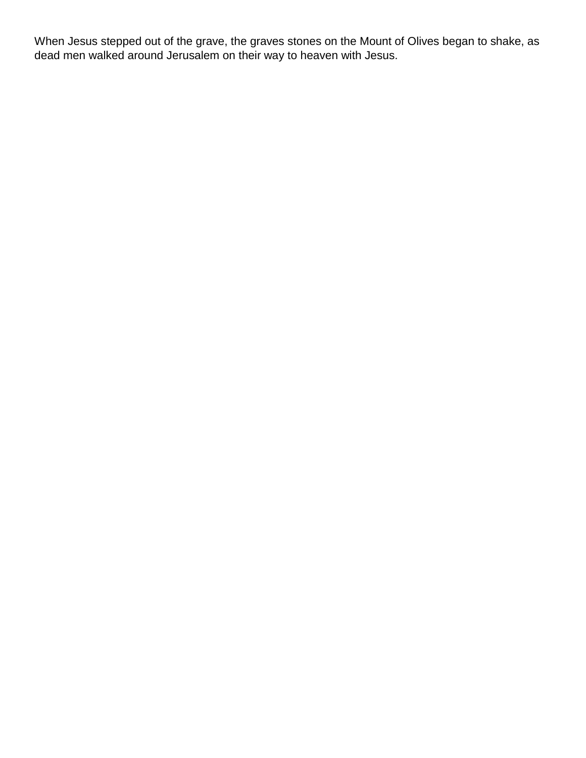When Jesus stepped out of the grave, the graves stones on the Mount of Olives began to shake, as dead men walked around Jerusalem on their way to heaven with Jesus.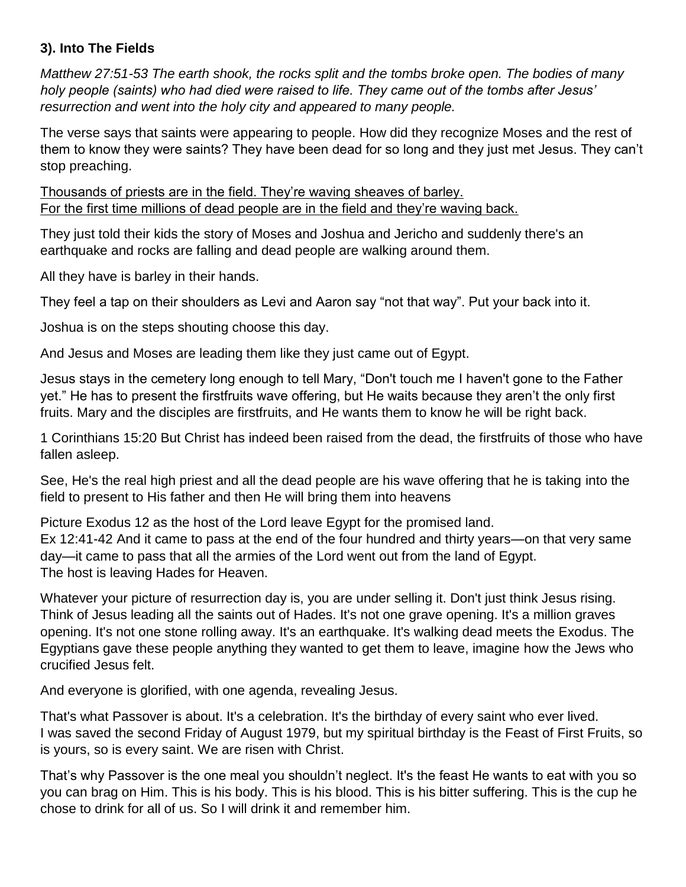**3). Into The Fields**

*Matthew 27:51-53 The earth shook, the rocks split and the tombs broke open. The bodies of many holy people (saints) who had died were raised to life. They came out of the tombs after Jesus' resurrection and went into the holy city and appeared to many people.*

The verse says that saints were appearing to people. How did they recognize Moses and the rest of them to know they were saints? They have been dead for so long and they just met Jesus. They can't stop preaching.

<u>Thousands of priests are in the field. They're waving sheaves of barley.</u>
<u>For the first time millions of dead people are in the field and they're waving back.</u>

They just told their kids the story of Moses and Joshua and Jericho and suddenly there's an earthquake and rocks are falling and dead people are walking around them.

All they have is barley in their hands.

They feel a tap on their shoulders as Levi and Aaron say "not that way". Put your back into it.

Joshua is on the steps shouting choose this day.

And Jesus and Moses are leading them like they just came out of Egypt.

Jesus stays in the cemetery long enough to tell Mary, "Don't touch me I haven't gone to the Father yet." He has to present the firstfruits wave offering, but He waits because they aren't the only first fruits. Mary and the disciples are firstfruits, and He wants them to know he will be right back.

1 Corinthians 15:20 But Christ has indeed been raised from the dead, the firstfruits of those who have fallen asleep.

See, He's the real high priest and all the dead people are his wave offering that he is taking into the field to present to His father and then He will bring them into heavens

Picture Exodus 12 as the host of the Lord leave Egypt for the promised land.
Ex 12:41-42 And it came to pass at the end of the four hundred and thirty years—on that very same day—it came to pass that all the armies of the Lord went out from the land of Egypt.
The host is leaving Hades for Heaven.

Whatever your picture of resurrection day is, you are under selling it. Don't just think Jesus rising. Think of Jesus leading all the saints out of Hades. It's not one grave opening. It's a million graves opening. It's not one stone rolling away. It's an earthquake. It's walking dead meets the Exodus. The Egyptians gave these people anything they wanted to get them to leave, imagine how the Jews who crucified Jesus felt.

And everyone is glorified, with one agenda, revealing Jesus.

That's what Passover is about. It's a celebration. It's the birthday of every saint who ever lived.
I was saved the second Friday of August 1979, but my spiritual birthday is the Feast of First Fruits, so is yours, so is every saint. We are risen with Christ.

That's why Passover is the one meal you shouldn't neglect. It's the feast He wants to eat with you so you can brag on Him. This is his body. This is his blood. This is his bitter suffering. This is the cup he chose to drink for all of us. So I will drink it and remember him.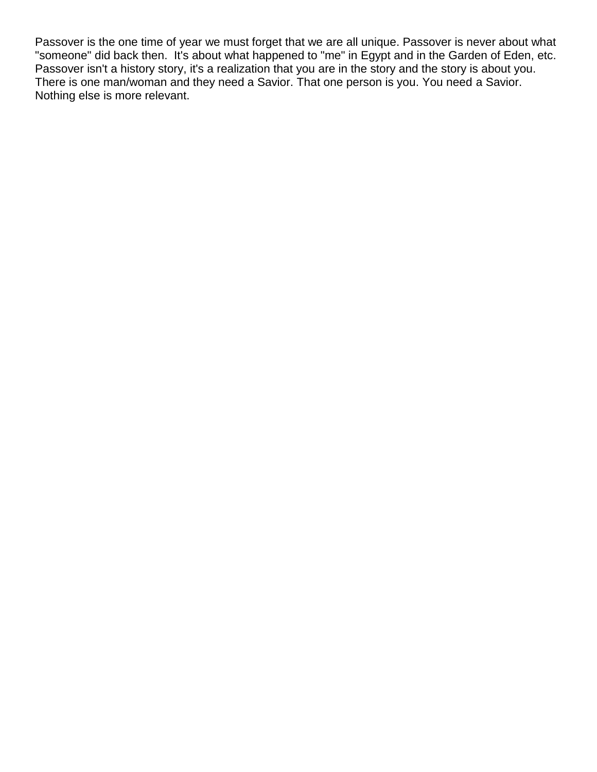Passover is the one time of year we must forget that we are all unique. Passover is never about what "someone" did back then.  It's about what happened to "me" in Egypt and in the Garden of Eden, etc. Passover isn't a history story, it's a realization that you are in the story and the story is about you. There is one man/woman and they need a Savior. That one person is you. You need a Savior. Nothing else is more relevant.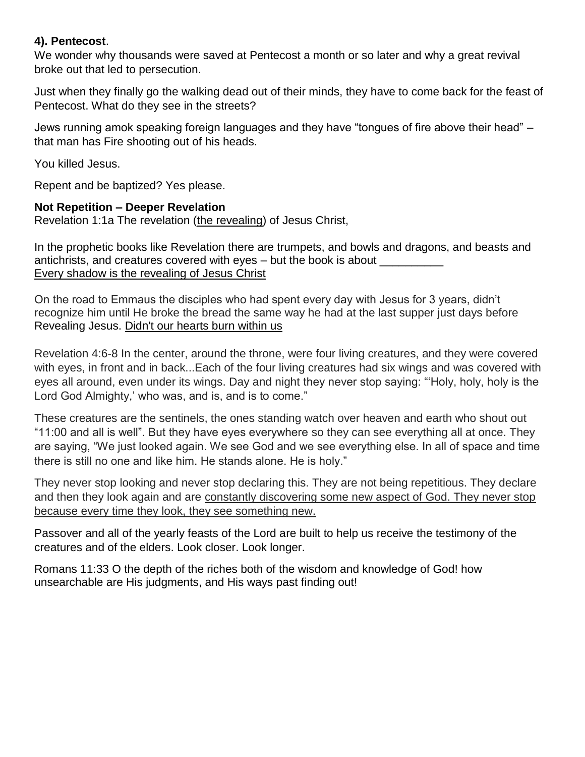**4). Pentecost**.

We wonder why thousands were saved at Pentecost a month or so later and why a great revival broke out that led to persecution.

Just when they finally go the walking dead out of their minds, they have to come back for the feast of Pentecost. What do they see in the streets?

Jews running amok speaking foreign languages and they have "tongues of fire above their head" – that man has Fire shooting out of his heads.

You killed Jesus.

Repent and be baptized? Yes please.

**Not Repetition – Deeper Revelation**

Revelation 1:1a The revelation (<u>the revealing</u>) of Jesus Christ,

In the prophetic books like Revelation there are trumpets, and bowls and dragons, and beasts and antichrists, and creatures covered with eyes – but the book is about __________
<u>Every shadow is the revealing of Jesus Christ</u>

On the road to Emmaus the disciples who had spent every day with Jesus for 3 years, didn't recognize him until He broke the bread the same way he had at the last supper just days before Revealing Jesus. <u>Didn't our hearts burn within us</u>

Revelation 4:6-8 In the center, around the throne, were four living creatures, and they were covered with eyes, in front and in back...Each of the four living creatures had six wings and was covered with eyes all around, even under its wings. Day and night they never stop saying: "'Holy, holy, holy is the Lord God Almighty,' who was, and is, and is to come."

These creatures are the sentinels, the ones standing watch over heaven and earth who shout out "11:00 and all is well". But they have eyes everywhere so they can see everything all at once. They are saying, "We just looked again. We see God and we see everything else. In all of space and time there is still no one and like him. He stands alone. He is holy."

They never stop looking and never stop declaring this. They are not being repetitious. They declare and then they look again and are <u>constantly discovering some new aspect of God. They never stop because every time they look, they see something new.</u>

Passover and all of the yearly feasts of the Lord are built to help us receive the testimony of the creatures and of the elders. Look closer. Look longer.

Romans 11:33 O the depth of the riches both of the wisdom and knowledge of God! how unsearchable are His judgments, and His ways past finding out!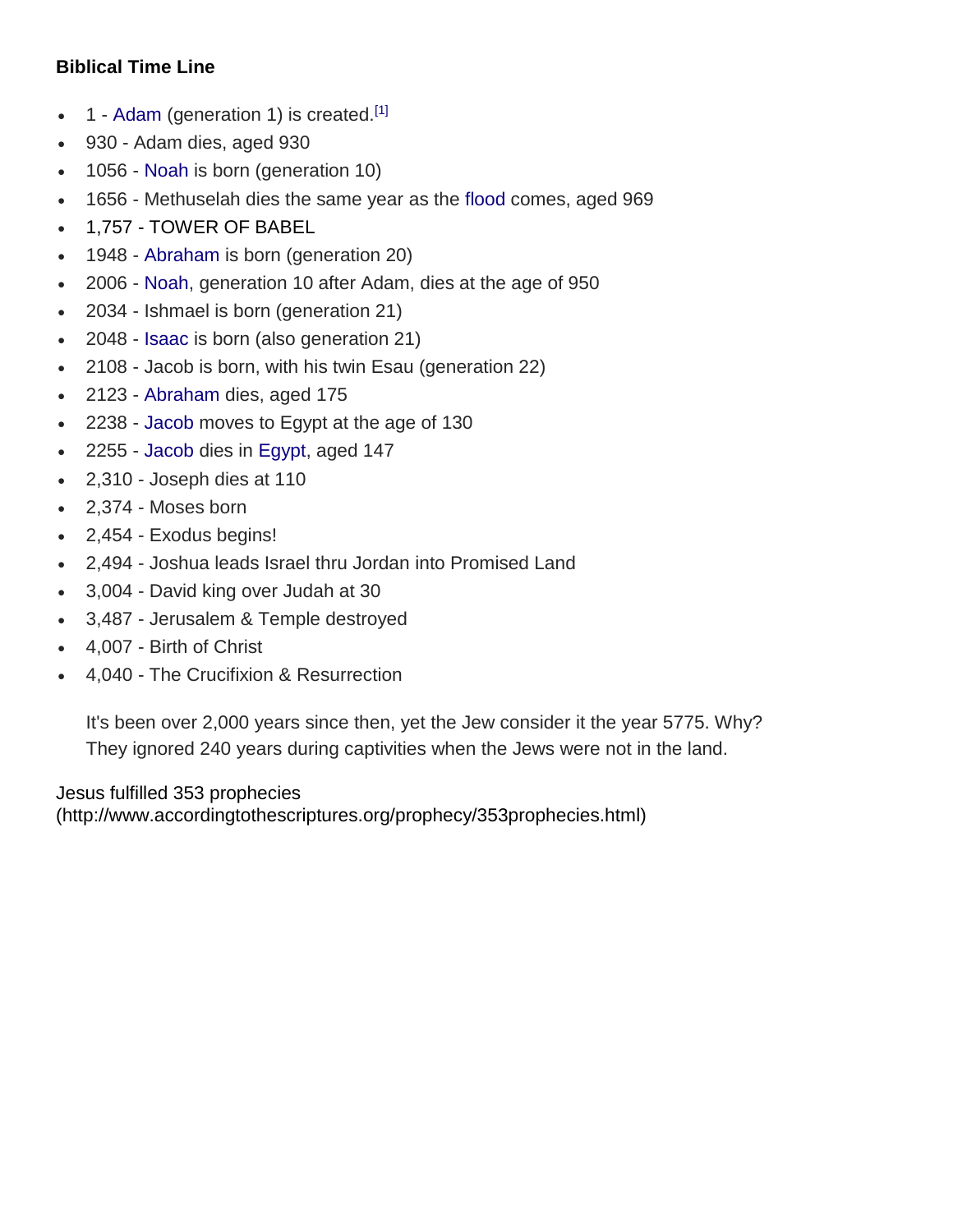**Biblical Time Line**

- 1 - Adam (generation 1) is created.[1]
- 930 - Adam dies, aged 930
- 1056 - Noah is born (generation 10)
- 1656 - Methuselah dies the same year as the flood comes, aged 969
- 1,757 - TOWER OF BABEL
- 1948 - Abraham is born (generation 20)
- 2006 - Noah, generation 10 after Adam, dies at the age of 950
- 2034 - Ishmael is born (generation 21)
- 2048 - Isaac is born (also generation 21)
- 2108 - Jacob is born, with his twin Esau (generation 22)
- 2123 - Abraham dies, aged 175
- 2238 - Jacob moves to Egypt at the age of 130
- 2255 - Jacob dies in Egypt, aged 147
- 2,310 - Joseph dies at 110
- 2,374 - Moses born
- 2,454 - Exodus begins!
- 2,494 - Joshua leads Israel thru Jordan into Promised Land
- 3,004 - David king over Judah at 30
- 3,487 - Jerusalem & Temple destroyed
- 4,007 - Birth of Christ
- 4,040 - The Crucifixion & Resurrection

It's been over 2,000 years since then, yet the Jew consider it the year 5775. Why? They ignored 240 years during captivities when the Jews were not in the land.

Jesus fulfilled 353 prophecies (http://www.accordingtothescriptures.org/prophecy/353prophecies.html)